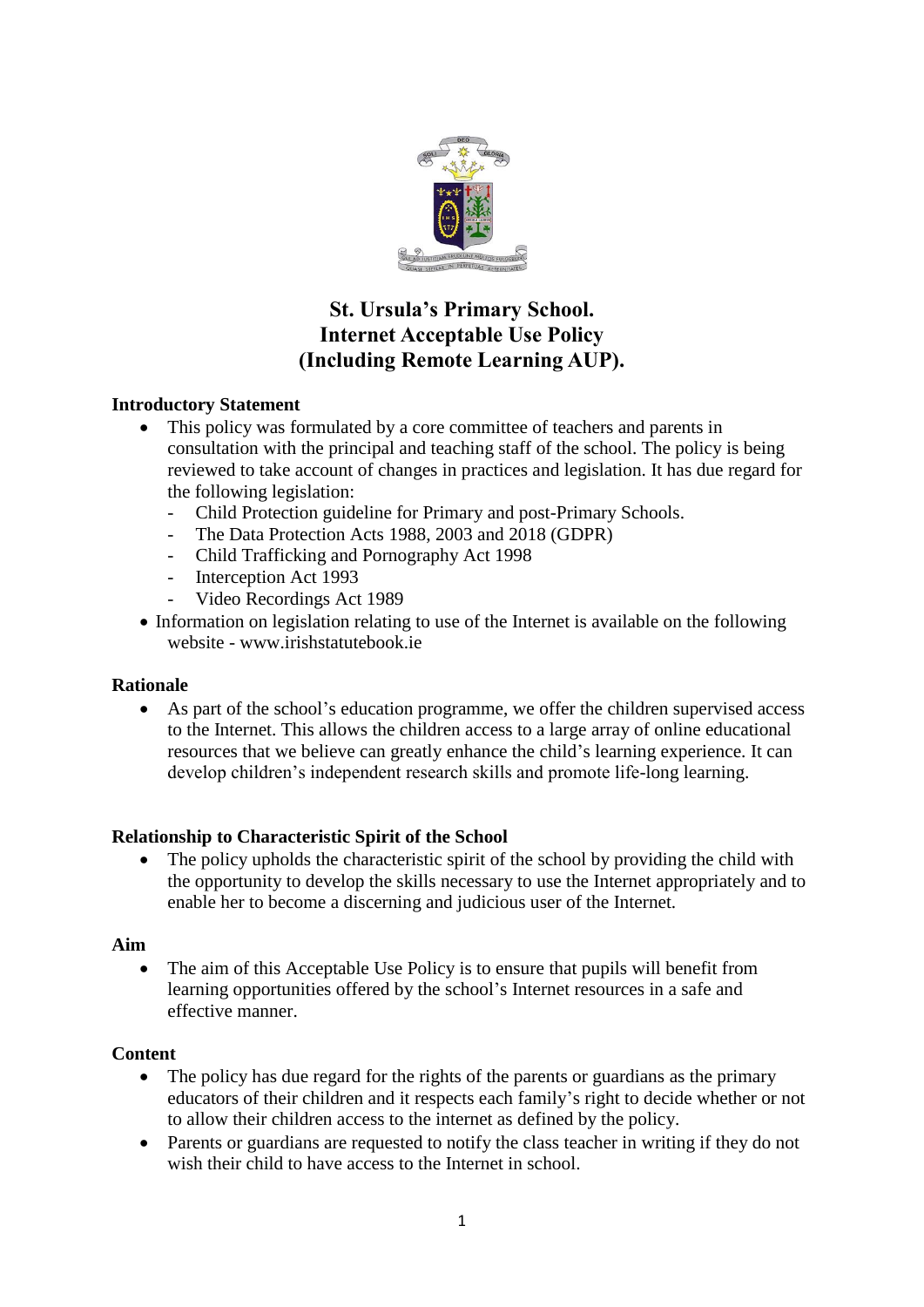# St. Ursula's Primary School.
# Internet Acceptable Use Policy
# (Including Remote Learning AUP).

## Introductory Statement

- This policy was formulated by a core committee of teachers and parents in consultation with the principal and teaching staff of the school. The policy is being reviewed to take account of changes in practices and legislation. It has due regard for the following legislation:
  - Child Protection guideline for Primary and post-Primary Schools.
  - The Data Protection Acts 1988, 2003 and 2018 (GDPR)
  - Child Trafficking and Pornography Act 1998
  - Interception Act 1993
  - Video Recordings Act 1989
- Information on legislation relating to use of the Internet is available on the following website - www.irishstatutebook.ie

## Rationale

- As part of the school's education programme, we offer the children supervised access to the Internet. This allows the children access to a large array of online educational resources that we believe can greatly enhance the child's learning experience. It can develop children's independent research skills and promote life-long learning.

## Relationship to Characteristic Spirit of the School

- The policy upholds the characteristic spirit of the school by providing the child with the opportunity to develop the skills necessary to use the Internet appropriately and to enable her to become a discerning and judicious user of the Internet.

## Aim

- The aim of this Acceptable Use Policy is to ensure that pupils will benefit from learning opportunities offered by the school's Internet resources in a safe and effective manner.

## Content

- The policy has due regard for the rights of the parents or guardians as the primary educators of their children and it respects each family's right to decide whether or not to allow their children access to the internet as defined by the policy.
- Parents or guardians are requested to notify the class teacher in writing if they do not wish their child to have access to the Internet in school.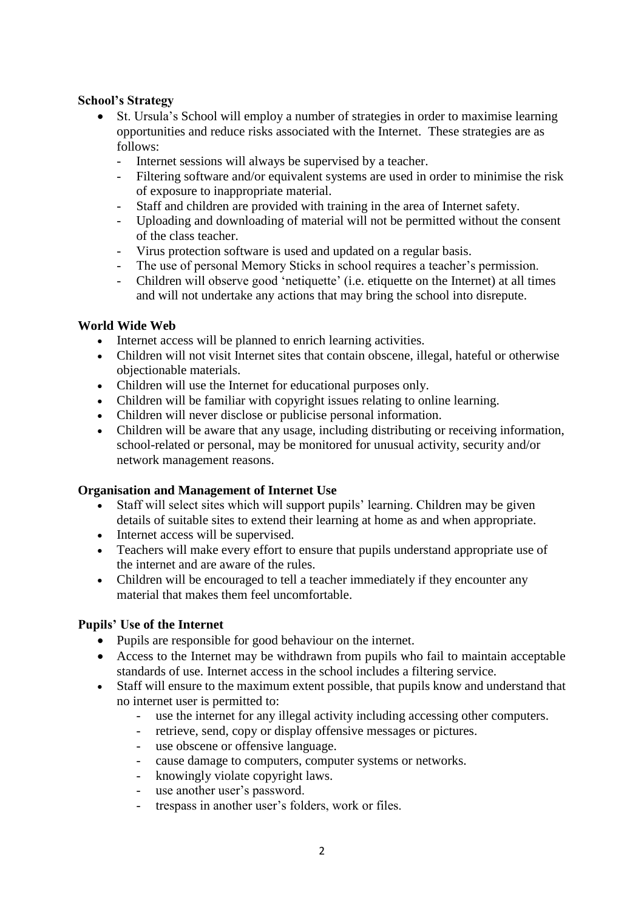**School's Strategy**

- St. Ursula's School will employ a number of strategies in order to maximise learning opportunities and reduce risks associated with the Internet. These strategies are as follows:
  - Internet sessions will always be supervised by a teacher.
  - Filtering software and/or equivalent systems are used in order to minimise the risk of exposure to inappropriate material.
  - Staff and children are provided with training in the area of Internet safety.
  - Uploading and downloading of material will not be permitted without the consent of the class teacher.
  - Virus protection software is used and updated on a regular basis.
  - The use of personal Memory Sticks in school requires a teacher's permission.
  - Children will observe good 'netiquette' (i.e. etiquette on the Internet) at all times and will not undertake any actions that may bring the school into disrepute.

**World Wide Web**

- Internet access will be planned to enrich learning activities.
- Children will not visit Internet sites that contain obscene, illegal, hateful or otherwise objectionable materials.
- Children will use the Internet for educational purposes only.
- Children will be familiar with copyright issues relating to online learning.
- Children will never disclose or publicise personal information.
- Children will be aware that any usage, including distributing or receiving information, school-related or personal, may be monitored for unusual activity, security and/or network management reasons.

**Organisation and Management of Internet Use**

- Staff will select sites which will support pupils' learning. Children may be given details of suitable sites to extend their learning at home as and when appropriate.
- Internet access will be supervised.
- Teachers will make every effort to ensure that pupils understand appropriate use of the internet and are aware of the rules.
- Children will be encouraged to tell a teacher immediately if they encounter any material that makes them feel uncomfortable.

**Pupils' Use of the Internet**

- Pupils are responsible for good behaviour on the internet.
- Access to the Internet may be withdrawn from pupils who fail to maintain acceptable standards of use. Internet access in the school includes a filtering service.
- Staff will ensure to the maximum extent possible, that pupils know and understand that no internet user is permitted to:
  - use the internet for any illegal activity including accessing other computers.
  - retrieve, send, copy or display offensive messages or pictures.
  - use obscene or offensive language.
  - cause damage to computers, computer systems or networks.
  - knowingly violate copyright laws.
  - use another user's password.
  - trespass in another user's folders, work or files.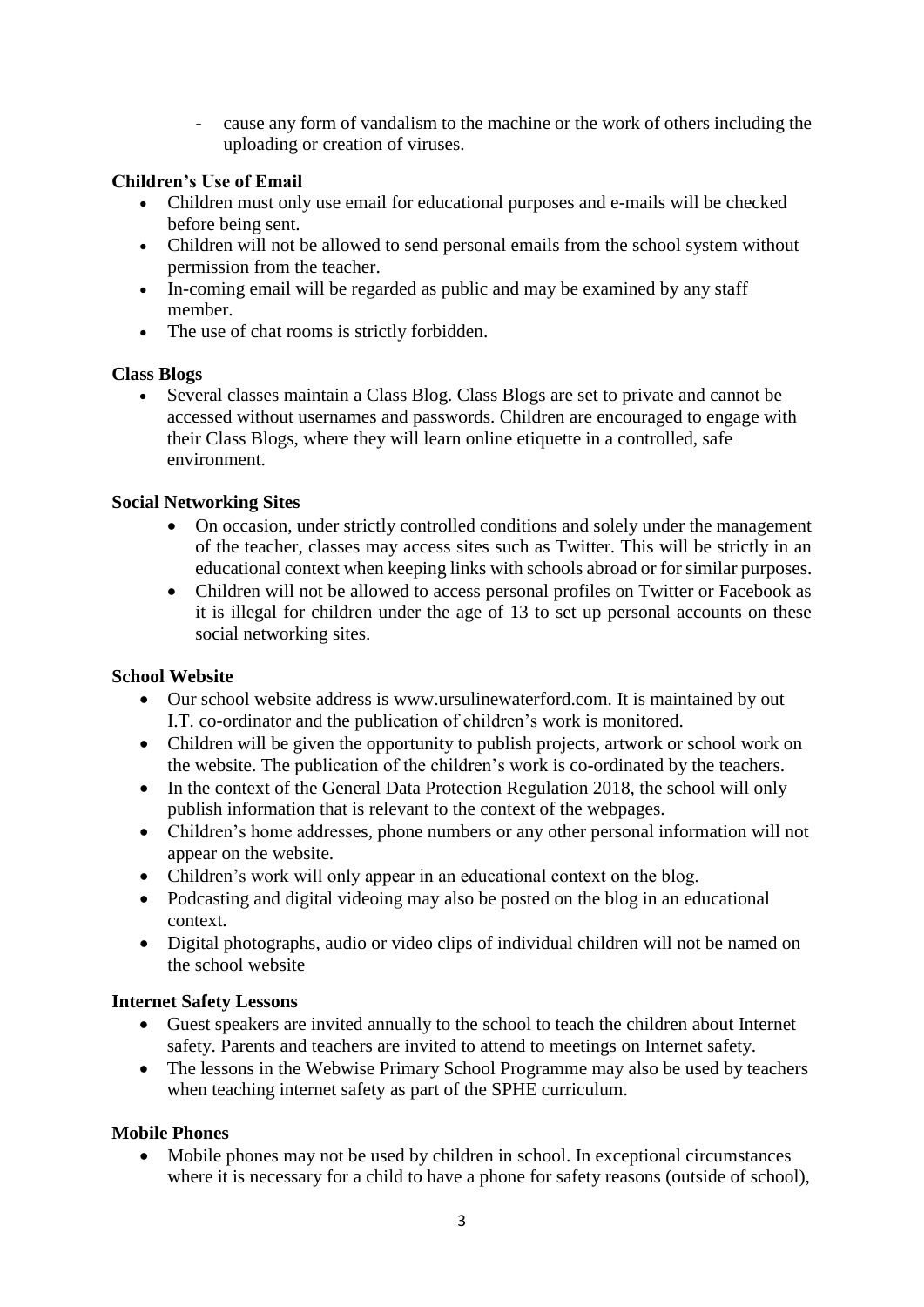- cause any form of vandalism to the machine or the work of others including the uploading or creation of viruses.

**Children's Use of Email**

- Children must only use email for educational purposes and e-mails will be checked before being sent.
- Children will not be allowed to send personal emails from the school system without permission from the teacher.
- In-coming email will be regarded as public and may be examined by any staff member.
- The use of chat rooms is strictly forbidden.

**Class Blogs**

- Several classes maintain a Class Blog. Class Blogs are set to private and cannot be accessed without usernames and passwords. Children are encouraged to engage with their Class Blogs, where they will learn online etiquette in a controlled, safe environment.

**Social Networking Sites**

- On occasion, under strictly controlled conditions and solely under the management of the teacher, classes may access sites such as Twitter. This will be strictly in an educational context when keeping links with schools abroad or for similar purposes.
- Children will not be allowed to access personal profiles on Twitter or Facebook as it is illegal for children under the age of 13 to set up personal accounts on these social networking sites.

**School Website**

- Our school website address is www.ursulinewaterford.com. It is maintained by out I.T. co-ordinator and the publication of children's work is monitored.
- Children will be given the opportunity to publish projects, artwork or school work on the website. The publication of the children's work is co-ordinated by the teachers.
- In the context of the General Data Protection Regulation 2018, the school will only publish information that is relevant to the context of the webpages.
- Children's home addresses, phone numbers or any other personal information will not appear on the website.
- Children's work will only appear in an educational context on the blog.
- Podcasting and digital videoing may also be posted on the blog in an educational context.
- Digital photographs, audio or video clips of individual children will not be named on the school website

**Internet Safety Lessons**

- Guest speakers are invited annually to the school to teach the children about Internet safety. Parents and teachers are invited to attend to meetings on Internet safety.
- The lessons in the Webwise Primary School Programme may also be used by teachers when teaching internet safety as part of the SPHE curriculum.

**Mobile Phones**

- Mobile phones may not be used by children in school. In exceptional circumstances where it is necessary for a child to have a phone for safety reasons (outside of school),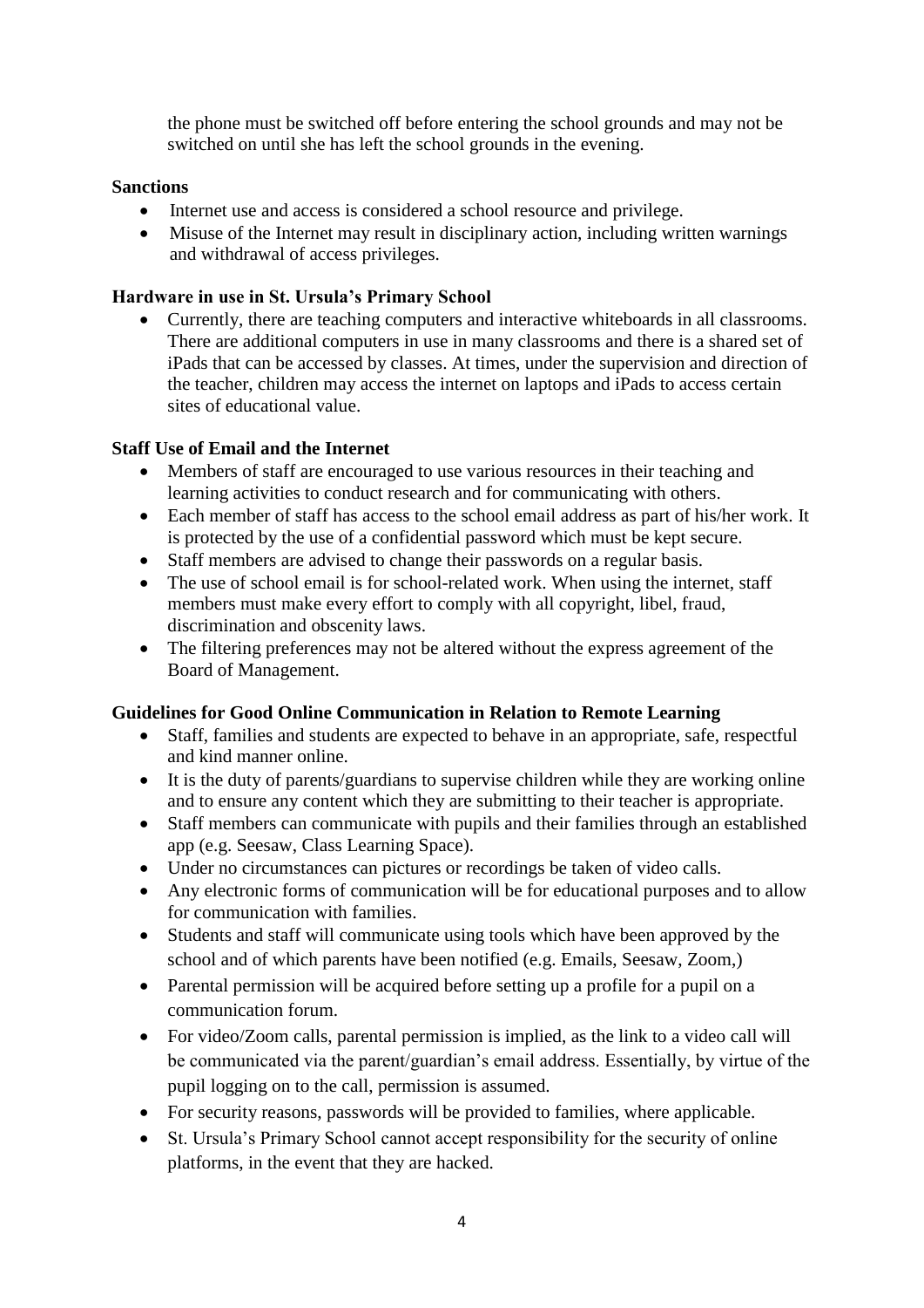the phone must be switched off before entering the school grounds and may not be switched on until she has left the school grounds in the evening.

**Sanctions**

- Internet use and access is considered a school resource and privilege.
- Misuse of the Internet may result in disciplinary action, including written warnings and withdrawal of access privileges.

**Hardware in use in St. Ursula's Primary School**

- Currently, there are teaching computers and interactive whiteboards in all classrooms. There are additional computers in use in many classrooms and there is a shared set of iPads that can be accessed by classes. At times, under the supervision and direction of the teacher, children may access the internet on laptops and iPads to access certain sites of educational value.

**Staff Use of Email and the Internet**

- Members of staff are encouraged to use various resources in their teaching and learning activities to conduct research and for communicating with others.
- Each member of staff has access to the school email address as part of his/her work. It is protected by the use of a confidential password which must be kept secure.
- Staff members are advised to change their passwords on a regular basis.
- The use of school email is for school-related work. When using the internet, staff members must make every effort to comply with all copyright, libel, fraud, discrimination and obscenity laws.
- The filtering preferences may not be altered without the express agreement of the Board of Management.

**Guidelines for Good Online Communication in Relation to Remote Learning**

- Staff, families and students are expected to behave in an appropriate, safe, respectful and kind manner online.
- It is the duty of parents/guardians to supervise children while they are working online and to ensure any content which they are submitting to their teacher is appropriate.
- Staff members can communicate with pupils and their families through an established app (e.g. Seesaw, Class Learning Space).
- Under no circumstances can pictures or recordings be taken of video calls.
- Any electronic forms of communication will be for educational purposes and to allow for communication with families.
- Students and staff will communicate using tools which have been approved by the school and of which parents have been notified (e.g. Emails, Seesaw, Zoom,)
- Parental permission will be acquired before setting up a profile for a pupil on a communication forum.
- For video/Zoom calls, parental permission is implied, as the link to a video call will be communicated via the parent/guardian's email address. Essentially, by virtue of the pupil logging on to the call, permission is assumed.
- For security reasons, passwords will be provided to families, where applicable.
- St. Ursula's Primary School cannot accept responsibility for the security of online platforms, in the event that they are hacked.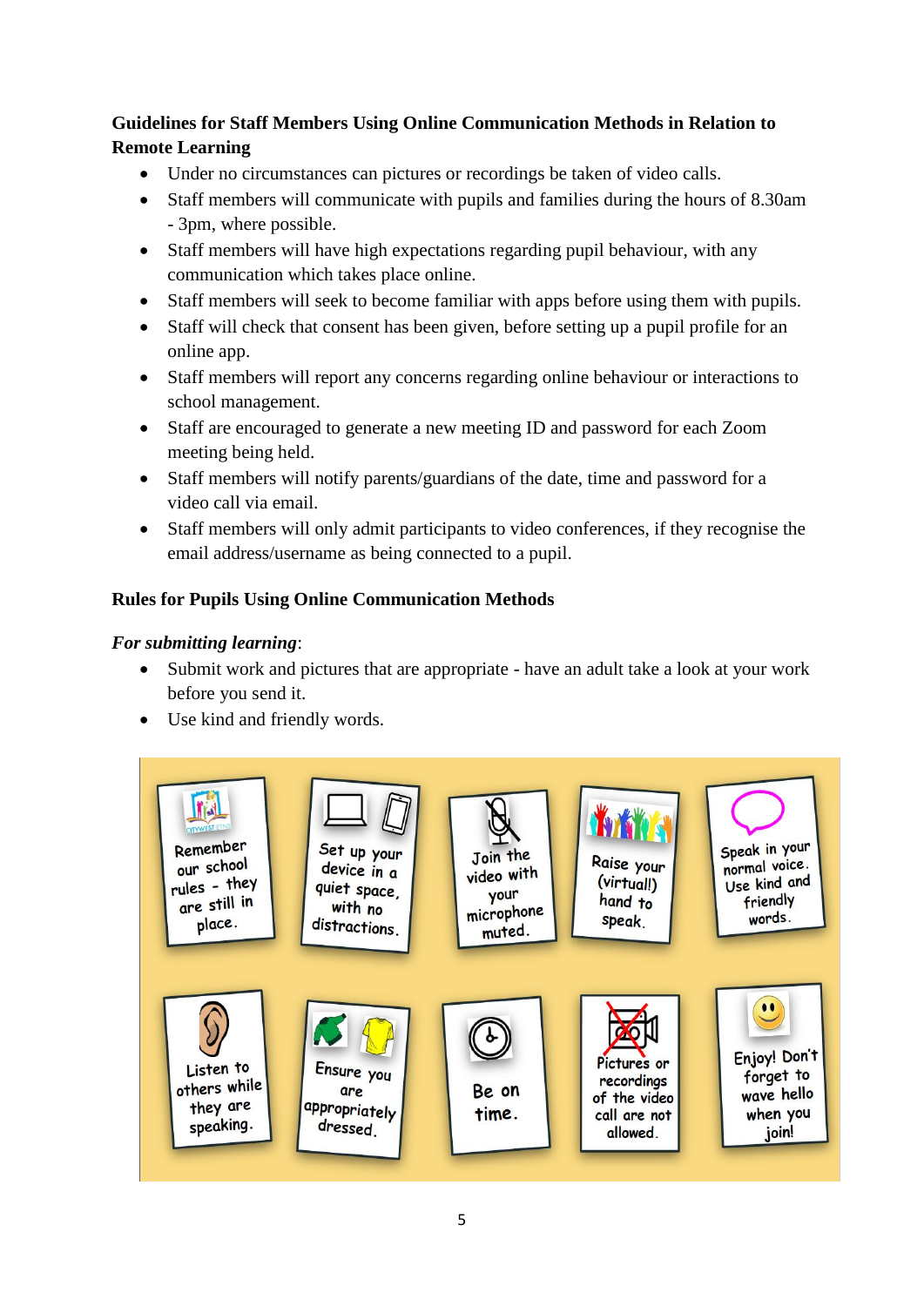**Guidelines for Staff Members Using Online Communication Methods in Relation to Remote Learning**

- Under no circumstances can pictures or recordings be taken of video calls.
- Staff members will communicate with pupils and families during the hours of 8.30am - 3pm, where possible.
- Staff members will have high expectations regarding pupil behaviour, with any communication which takes place online.
- Staff members will seek to become familiar with apps before using them with pupils.
- Staff will check that consent has been given, before setting up a pupil profile for an online app.
- Staff members will report any concerns regarding online behaviour or interactions to school management.
- Staff are encouraged to generate a new meeting ID and password for each Zoom meeting being held.
- Staff members will notify parents/guardians of the date, time and password for a video call via email.
- Staff members will only admit participants to video conferences, if they recognise the email address/username as being connected to a pupil.

**Rules for Pupils Using Online Communication Methods**

***For submitting learning***:

- Submit work and pictures that are appropriate - have an adult take a look at your work before you send it.
- Use kind and friendly words.

- Remember our school rules - they are still in place.
- Set up your device in a quiet space, with no distractions.
- Join the video with your microphone muted.
- Raise your (virtual!) hand to speak.
- Speak in your normal voice. Use kind and friendly words.
- Listen to others while they are speaking.
- Ensure you are appropriately dressed.
- Be on time.
- Pictures or recordings of the video call are not allowed.
- Enjoy! Don't forget to wave hello when you join!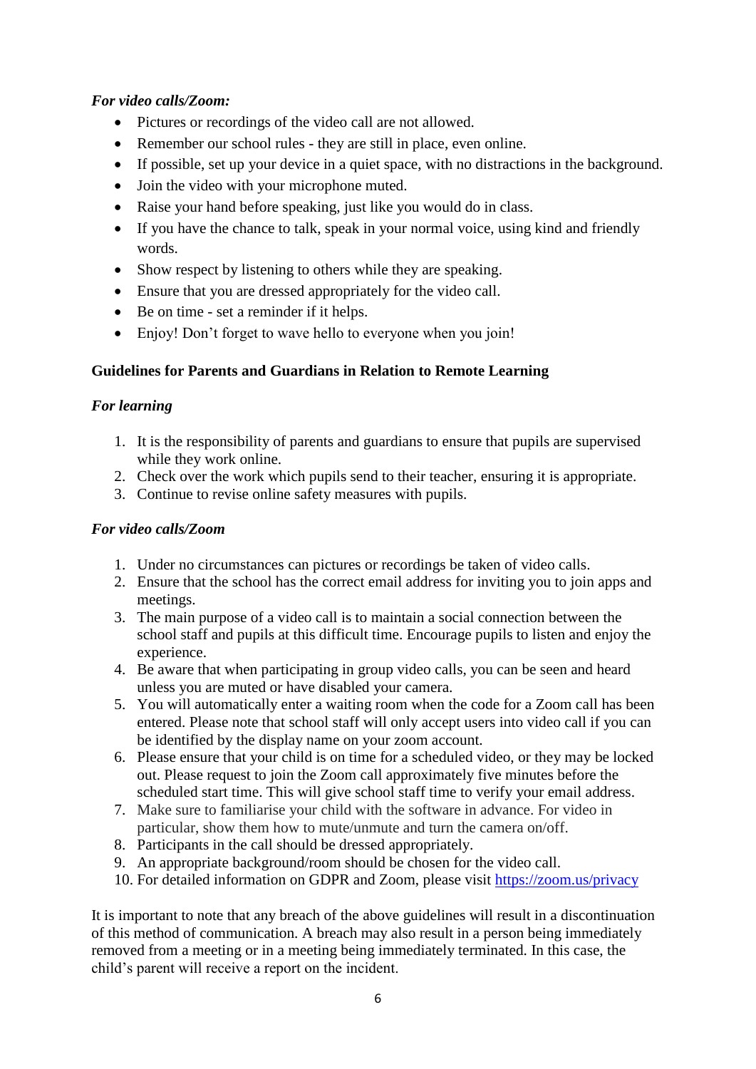*For video calls/Zoom:*

- Pictures or recordings of the video call are not allowed.
- Remember our school rules - they are still in place, even online.
- If possible, set up your device in a quiet space, with no distractions in the background.
- Join the video with your microphone muted.
- Raise your hand before speaking, just like you would do in class.
- If you have the chance to talk, speak in your normal voice, using kind and friendly words.
- Show respect by listening to others while they are speaking.
- Ensure that you are dressed appropriately for the video call.
- Be on time - set a reminder if it helps.
- Enjoy! Don't forget to wave hello to everyone when you join!

**Guidelines for Parents and Guardians in Relation to Remote Learning**

***For learning***

1. It is the responsibility of parents and guardians to ensure that pupils are supervised while they work online.
2. Check over the work which pupils send to their teacher, ensuring it is appropriate.
3. Continue to revise online safety measures with pupils.

***For video calls/Zoom***

1. Under no circumstances can pictures or recordings be taken of video calls.
2. Ensure that the school has the correct email address for inviting you to join apps and meetings.
3. The main purpose of a video call is to maintain a social connection between the school staff and pupils at this difficult time. Encourage pupils to listen and enjoy the experience.
4. Be aware that when participating in group video calls, you can be seen and heard unless you are muted or have disabled your camera.
5. You will automatically enter a waiting room when the code for a Zoom call has been entered. Please note that school staff will only accept users into video call if you can be identified by the display name on your zoom account.
6. Please ensure that your child is on time for a scheduled video, or they may be locked out. Please request to join the Zoom call approximately five minutes before the scheduled start time. This will give school staff time to verify your email address.
7. Make sure to familiarise your child with the software in advance. For video in particular, show them how to mute/unmute and turn the camera on/off.
8. Participants in the call should be dressed appropriately.
9. An appropriate background/room should be chosen for the video call.
10. For detailed information on GDPR and Zoom, please visit https://zoom.us/privacy

It is important to note that any breach of the above guidelines will result in a discontinuation of this method of communication. A breach may also result in a person being immediately removed from a meeting or in a meeting being immediately terminated. In this case, the child's parent will receive a report on the incident.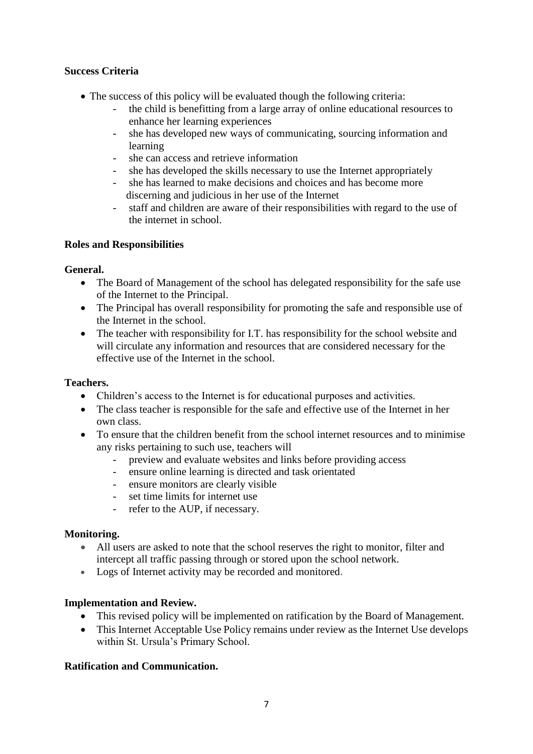**Success Criteria**

- The success of this policy will be evaluated though the following criteria:
  - the child is benefitting from a large array of online educational resources to enhance her learning experiences
  - she has developed new ways of communicating, sourcing information and learning
  - she can access and retrieve information
  - she has developed the skills necessary to use the Internet appropriately
  - she has learned to make decisions and choices and has become more discerning and judicious in her use of the Internet
  - staff and children are aware of their responsibilities with regard to the use of the internet in school.

**Roles and Responsibilities**

**General.**

- The Board of Management of the school has delegated responsibility for the safe use of the Internet to the Principal.
- The Principal has overall responsibility for promoting the safe and responsible use of the Internet in the school.
- The teacher with responsibility for I.T. has responsibility for the school website and will circulate any information and resources that are considered necessary for the effective use of the Internet in the school.

**Teachers.**

- Children's access to the Internet is for educational purposes and activities.
- The class teacher is responsible for the safe and effective use of the Internet in her own class.
- To ensure that the children benefit from the school internet resources and to minimise any risks pertaining to such use, teachers will
  - preview and evaluate websites and links before providing access
  - ensure online learning is directed and task orientated
  - ensure monitors are clearly visible
  - set time limits for internet use
  - refer to the AUP, if necessary.

**Monitoring.**

- All users are asked to note that the school reserves the right to monitor, filter and intercept all traffic passing through or stored upon the school network.
- Logs of Internet activity may be recorded and monitored.

**Implementation and Review.**

- This revised policy will be implemented on ratification by the Board of Management.
- This Internet Acceptable Use Policy remains under review as the Internet Use develops within St. Ursula's Primary School.

**Ratification and Communication.**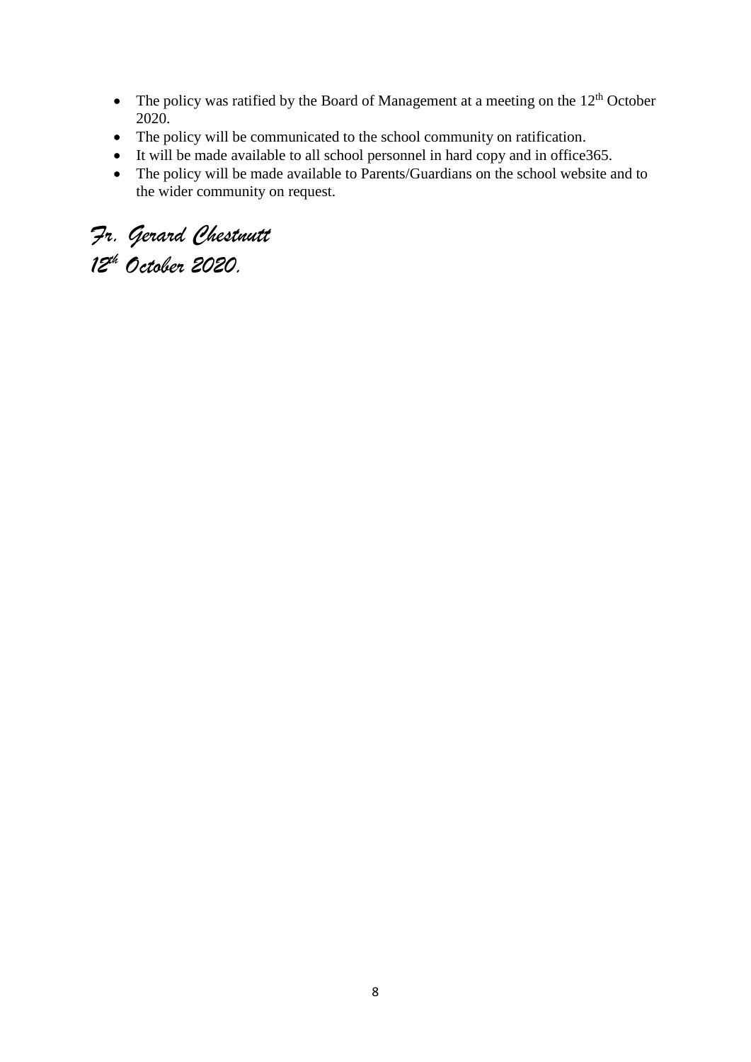- The policy was ratified by the Board of Management at a meeting on the 12th October 2020.
- The policy will be communicated to the school community on ratification.
- It will be made available to all school personnel in hard copy and in office365.
- The policy will be made available to Parents/Guardians on the school website and to the wider community on request.

*Fr. Gerard Chestnutt*
*12th October 2020.*